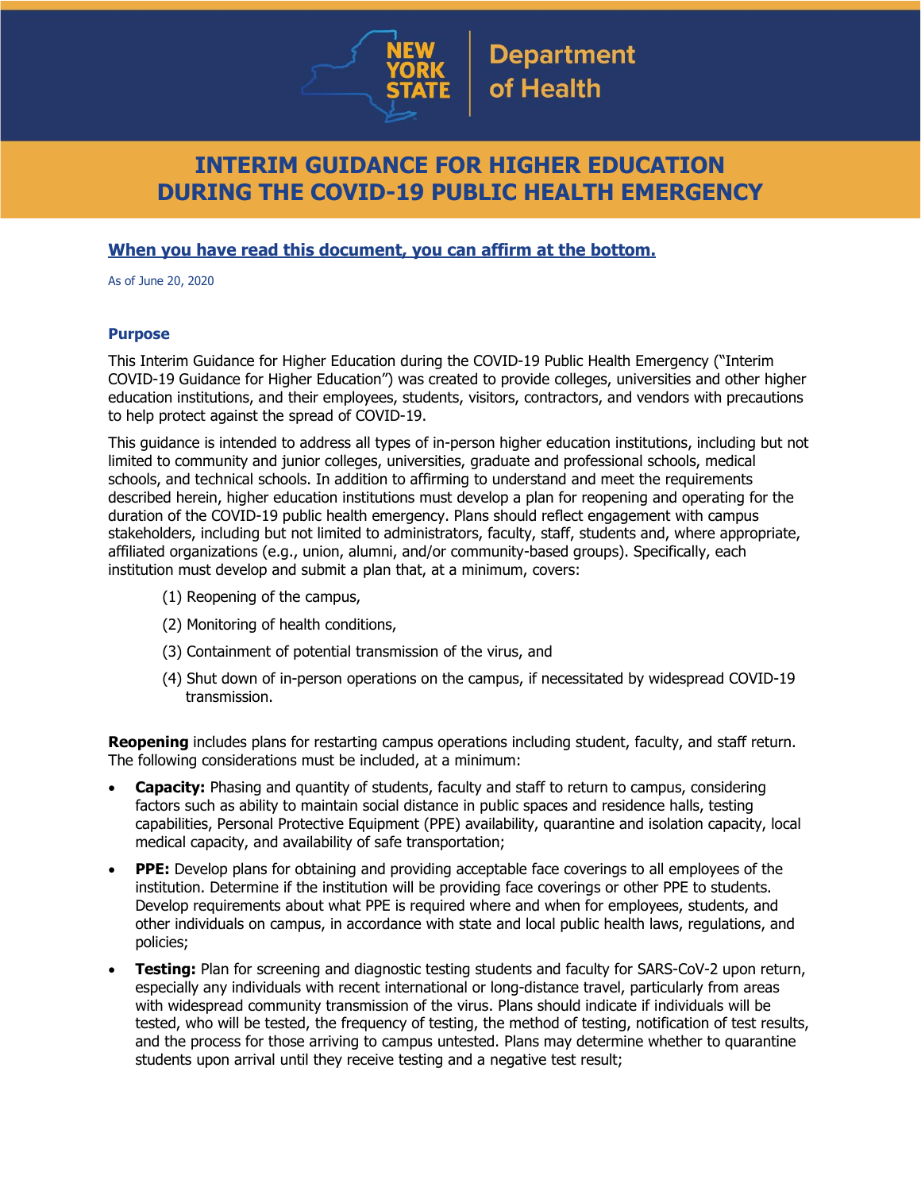NEW YORK STATE | Department of Health

# INTERIM GUIDANCE FOR HIGHER EDUCATION DURING THE COVID-19 PUBLIC HEALTH EMERGENCY

**When you have read this document, you can affirm at the bottom.**

As of June 20, 2020

## Purpose

This Interim Guidance for Higher Education during the COVID-19 Public Health Emergency ("Interim COVID-19 Guidance for Higher Education") was created to provide colleges, universities and other higher education institutions, and their employees, students, visitors, contractors, and vendors with precautions to help protect against the spread of COVID-19.

This guidance is intended to address all types of in-person higher education institutions, including but not limited to community and junior colleges, universities, graduate and professional schools, medical schools, and technical schools. In addition to affirming to understand and meet the requirements described herein, higher education institutions must develop a plan for reopening and operating for the duration of the COVID-19 public health emergency. Plans should reflect engagement with campus stakeholders, including but not limited to administrators, faculty, staff, students and, where appropriate, affiliated organizations (e.g., union, alumni, and/or community-based groups). Specifically, each institution must develop and submit a plan that, at a minimum, covers:

(1) Reopening of the campus,

(2) Monitoring of health conditions,

(3) Containment of potential transmission of the virus, and

(4) Shut down of in-person operations on the campus, if necessitated by widespread COVID-19 transmission.

**Reopening** includes plans for restarting campus operations including student, faculty, and staff return. The following considerations must be included, at a minimum:

- **Capacity:** Phasing and quantity of students, faculty and staff to return to campus, considering factors such as ability to maintain social distance in public spaces and residence halls, testing capabilities, Personal Protective Equipment (PPE) availability, quarantine and isolation capacity, local medical capacity, and availability of safe transportation;
- **PPE:** Develop plans for obtaining and providing acceptable face coverings to all employees of the institution. Determine if the institution will be providing face coverings or other PPE to students. Develop requirements about what PPE is required where and when for employees, students, and other individuals on campus, in accordance with state and local public health laws, regulations, and policies;
- **Testing:** Plan for screening and diagnostic testing students and faculty for SARS-CoV-2 upon return, especially any individuals with recent international or long-distance travel, particularly from areas with widespread community transmission of the virus. Plans should indicate if individuals will be tested, who will be tested, the frequency of testing, the method of testing, notification of test results, and the process for those arriving to campus untested. Plans may determine whether to quarantine students upon arrival until they receive testing and a negative test result;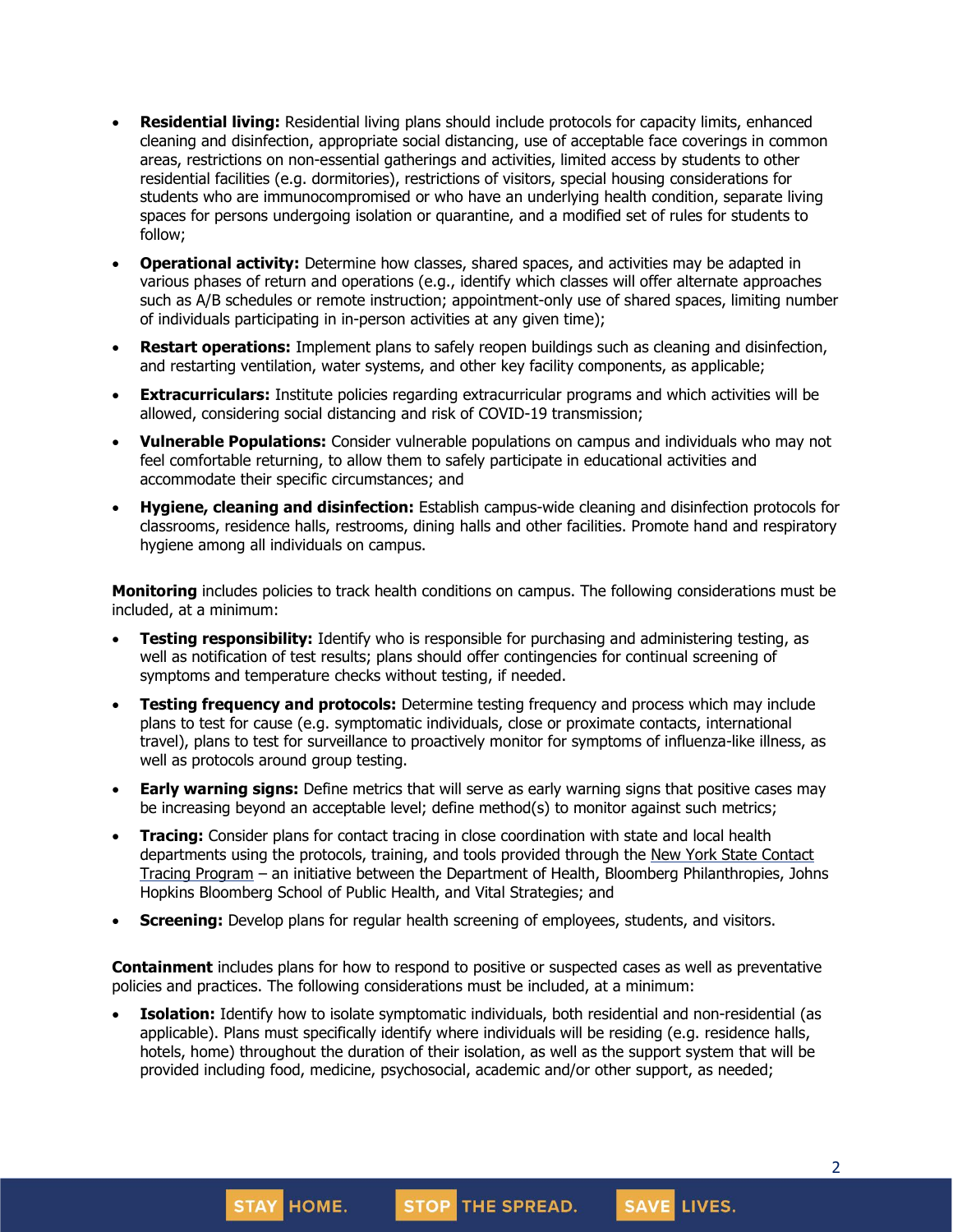- **Residential living:** Residential living plans should include protocols for capacity limits, enhanced cleaning and disinfection, appropriate social distancing, use of acceptable face coverings in common areas, restrictions on non-essential gatherings and activities, limited access by students to other residential facilities (e.g. dormitories), restrictions of visitors, special housing considerations for students who are immunocompromised or who have an underlying health condition, separate living spaces for persons undergoing isolation or quarantine, and a modified set of rules for students to follow;
- **Operational activity:** Determine how classes, shared spaces, and activities may be adapted in various phases of return and operations (e.g., identify which classes will offer alternate approaches such as A/B schedules or remote instruction; appointment-only use of shared spaces, limiting number of individuals participating in in-person activities at any given time);
- **Restart operations:** Implement plans to safely reopen buildings such as cleaning and disinfection, and restarting ventilation, water systems, and other key facility components, as applicable;
- **Extracurriculars:** Institute policies regarding extracurricular programs and which activities will be allowed, considering social distancing and risk of COVID-19 transmission;
- **Vulnerable Populations:** Consider vulnerable populations on campus and individuals who may not feel comfortable returning, to allow them to safely participate in educational activities and accommodate their specific circumstances; and
- **Hygiene, cleaning and disinfection:** Establish campus-wide cleaning and disinfection protocols for classrooms, residence halls, restrooms, dining halls and other facilities. Promote hand and respiratory hygiene among all individuals on campus.

**Monitoring** includes policies to track health conditions on campus. The following considerations must be included, at a minimum:

- **Testing responsibility:** Identify who is responsible for purchasing and administering testing, as well as notification of test results; plans should offer contingencies for continual screening of symptoms and temperature checks without testing, if needed.
- **Testing frequency and protocols:** Determine testing frequency and process which may include plans to test for cause (e.g. symptomatic individuals, close or proximate contacts, international travel), plans to test for surveillance to proactively monitor for symptoms of influenza-like illness, as well as protocols around group testing.
- **Early warning signs:** Define metrics that will serve as early warning signs that positive cases may be increasing beyond an acceptable level; define method(s) to monitor against such metrics;
- **Tracing:** Consider plans for contact tracing in close coordination with state and local health departments using the protocols, training, and tools provided through the New York State Contact Tracing Program – an initiative between the Department of Health, Bloomberg Philanthropies, Johns Hopkins Bloomberg School of Public Health, and Vital Strategies; and
- **Screening:** Develop plans for regular health screening of employees, students, and visitors.

**Containment** includes plans for how to respond to positive or suspected cases as well as preventative policies and practices. The following considerations must be included, at a minimum:

- **Isolation:** Identify how to isolate symptomatic individuals, both residential and non-residential (as applicable). Plans must specifically identify where individuals will be residing (e.g. residence halls, hotels, home) throughout the duration of their isolation, as well as the support system that will be provided including food, medicine, psychosocial, academic and/or other support, as needed;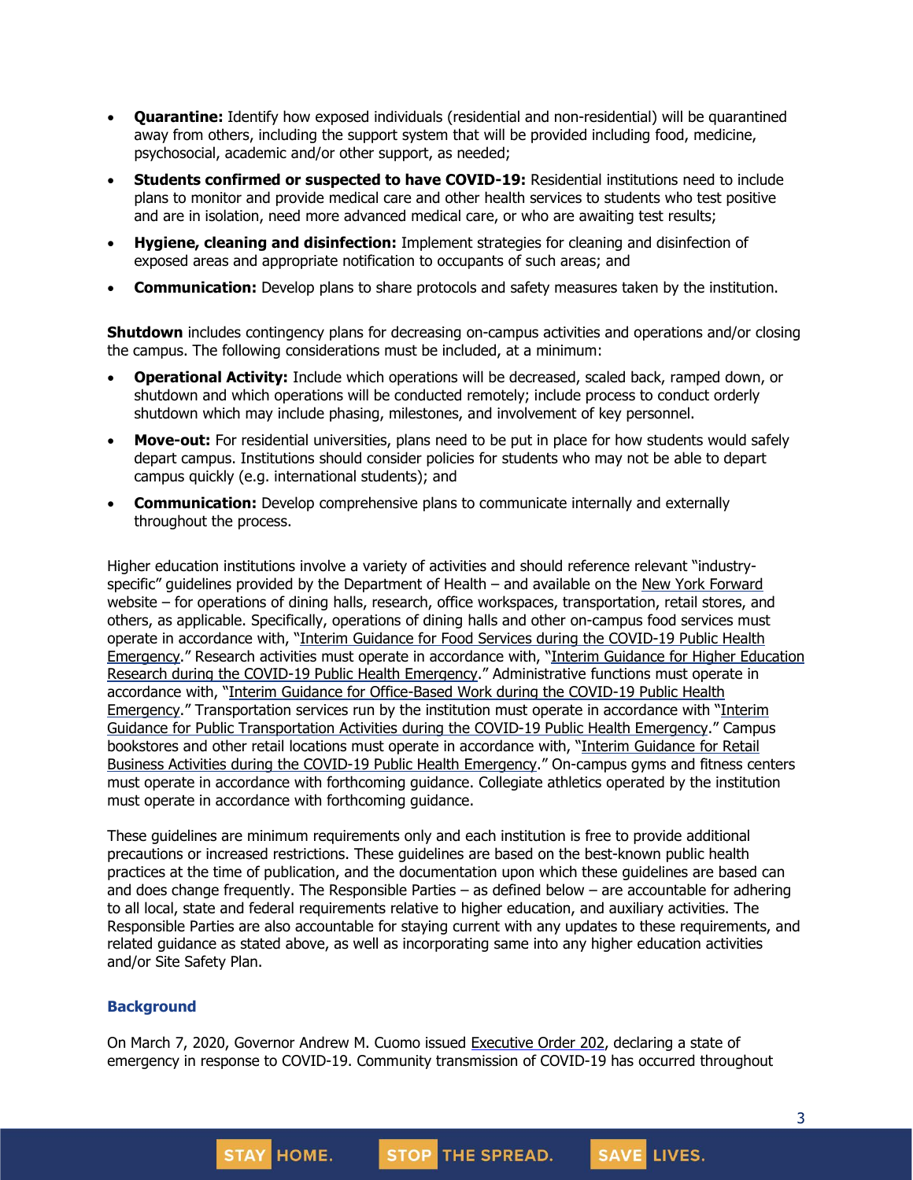- **Quarantine:** Identify how exposed individuals (residential and non-residential) will be quarantined away from others, including the support system that will be provided including food, medicine, psychosocial, academic and/or other support, as needed;
- **Students confirmed or suspected to have COVID-19:** Residential institutions need to include plans to monitor and provide medical care and other health services to students who test positive and are in isolation, need more advanced medical care, or who are awaiting test results;
- **Hygiene, cleaning and disinfection:** Implement strategies for cleaning and disinfection of exposed areas and appropriate notification to occupants of such areas; and
- **Communication:** Develop plans to share protocols and safety measures taken by the institution.

**Shutdown** includes contingency plans for decreasing on-campus activities and operations and/or closing the campus. The following considerations must be included, at a minimum:

- **Operational Activity:** Include which operations will be decreased, scaled back, ramped down, or shutdown and which operations will be conducted remotely; include process to conduct orderly shutdown which may include phasing, milestones, and involvement of key personnel.
- **Move-out:** For residential universities, plans need to be put in place for how students would safely depart campus. Institutions should consider policies for students who may not be able to depart campus quickly (e.g. international students); and
- **Communication:** Develop comprehensive plans to communicate internally and externally throughout the process.

Higher education institutions involve a variety of activities and should reference relevant "industry-specific" guidelines provided by the Department of Health – and available on the New York Forward website – for operations of dining halls, research, office workspaces, transportation, retail stores, and others, as applicable. Specifically, operations of dining halls and other on-campus food services must operate in accordance with, "Interim Guidance for Food Services during the COVID-19 Public Health Emergency." Research activities must operate in accordance with, "Interim Guidance for Higher Education Research during the COVID-19 Public Health Emergency." Administrative functions must operate in accordance with, "Interim Guidance for Office-Based Work during the COVID-19 Public Health Emergency." Transportation services run by the institution must operate in accordance with "Interim Guidance for Public Transportation Activities during the COVID-19 Public Health Emergency." Campus bookstores and other retail locations must operate in accordance with, "Interim Guidance for Retail Business Activities during the COVID-19 Public Health Emergency." On-campus gyms and fitness centers must operate in accordance with forthcoming guidance. Collegiate athletics operated by the institution must operate in accordance with forthcoming guidance.

These guidelines are minimum requirements only and each institution is free to provide additional precautions or increased restrictions. These guidelines are based on the best-known public health practices at the time of publication, and the documentation upon which these guidelines are based can and does change frequently. The Responsible Parties – as defined below – are accountable for adhering to all local, state and federal requirements relative to higher education, and auxiliary activities. The Responsible Parties are also accountable for staying current with any updates to these requirements, and related guidance as stated above, as well as incorporating same into any higher education activities and/or Site Safety Plan.

### Background

On March 7, 2020, Governor Andrew M. Cuomo issued Executive Order 202, declaring a state of emergency in response to COVID-19. Community transmission of COVID-19 has occurred throughout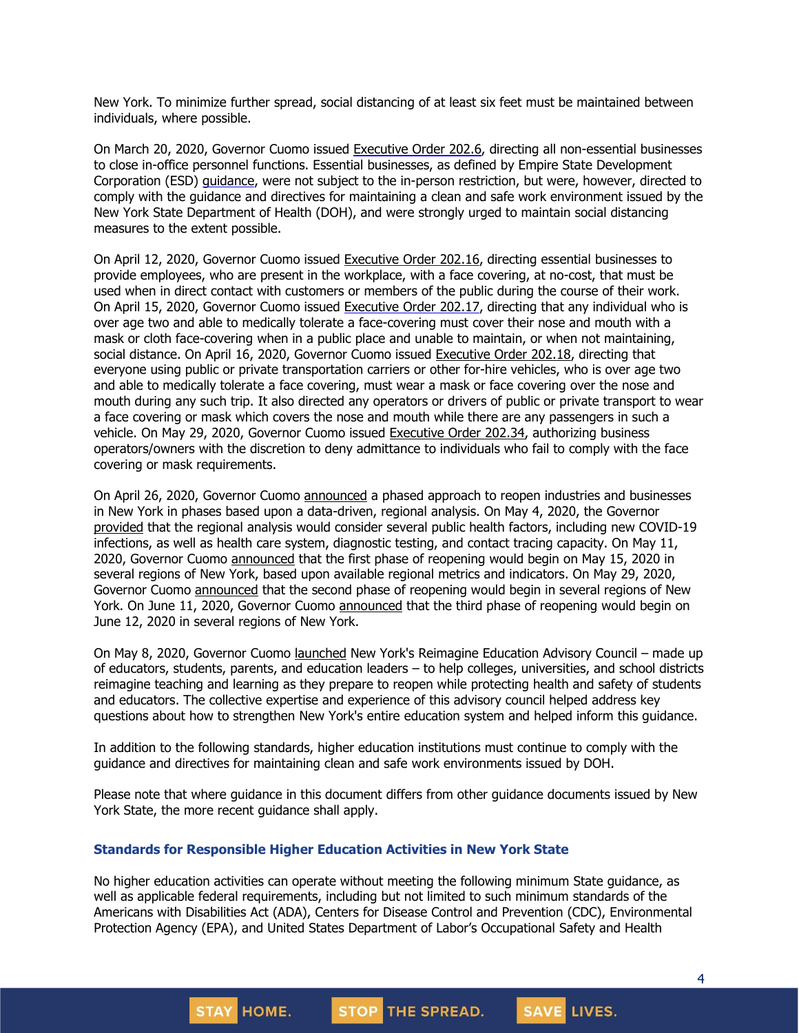New York. To minimize further spread, social distancing of at least six feet must be maintained between individuals, where possible.

On March 20, 2020, Governor Cuomo issued Executive Order 202.6, directing all non-essential businesses to close in-office personnel functions. Essential businesses, as defined by Empire State Development Corporation (ESD) guidance, were not subject to the in-person restriction, but were, however, directed to comply with the guidance and directives for maintaining a clean and safe work environment issued by the New York State Department of Health (DOH), and were strongly urged to maintain social distancing measures to the extent possible.

On April 12, 2020, Governor Cuomo issued Executive Order 202.16, directing essential businesses to provide employees, who are present in the workplace, with a face covering, at no-cost, that must be used when in direct contact with customers or members of the public during the course of their work. On April 15, 2020, Governor Cuomo issued Executive Order 202.17, directing that any individual who is over age two and able to medically tolerate a face-covering must cover their nose and mouth with a mask or cloth face-covering when in a public place and unable to maintain, or when not maintaining, social distance. On April 16, 2020, Governor Cuomo issued Executive Order 202.18, directing that everyone using public or private transportation carriers or other for-hire vehicles, who is over age two and able to medically tolerate a face covering, must wear a mask or face covering over the nose and mouth during any such trip. It also directed any operators or drivers of public or private transport to wear a face covering or mask which covers the nose and mouth while there are any passengers in such a vehicle. On May 29, 2020, Governor Cuomo issued Executive Order 202.34, authorizing business operators/owners with the discretion to deny admittance to individuals who fail to comply with the face covering or mask requirements.

On April 26, 2020, Governor Cuomo announced a phased approach to reopen industries and businesses in New York in phases based upon a data-driven, regional analysis. On May 4, 2020, the Governor provided that the regional analysis would consider several public health factors, including new COVID-19 infections, as well as health care system, diagnostic testing, and contact tracing capacity. On May 11, 2020, Governor Cuomo announced that the first phase of reopening would begin on May 15, 2020 in several regions of New York, based upon available regional metrics and indicators. On May 29, 2020, Governor Cuomo announced that the second phase of reopening would begin in several regions of New York. On June 11, 2020, Governor Cuomo announced that the third phase of reopening would begin on June 12, 2020 in several regions of New York.

On May 8, 2020, Governor Cuomo launched New York's Reimagine Education Advisory Council – made up of educators, students, parents, and education leaders – to help colleges, universities, and school districts reimagine teaching and learning as they prepare to reopen while protecting health and safety of students and educators. The collective expertise and experience of this advisory council helped address key questions about how to strengthen New York's entire education system and helped inform this guidance.

In addition to the following standards, higher education institutions must continue to comply with the guidance and directives for maintaining clean and safe work environments issued by DOH.

Please note that where guidance in this document differs from other guidance documents issued by New York State, the more recent guidance shall apply.

### Standards for Responsible Higher Education Activities in New York State

No higher education activities can operate without meeting the following minimum State guidance, as well as applicable federal requirements, including but not limited to such minimum standards of the Americans with Disabilities Act (ADA), Centers for Disease Control and Prevention (CDC), Environmental Protection Agency (EPA), and United States Department of Labor's Occupational Safety and Health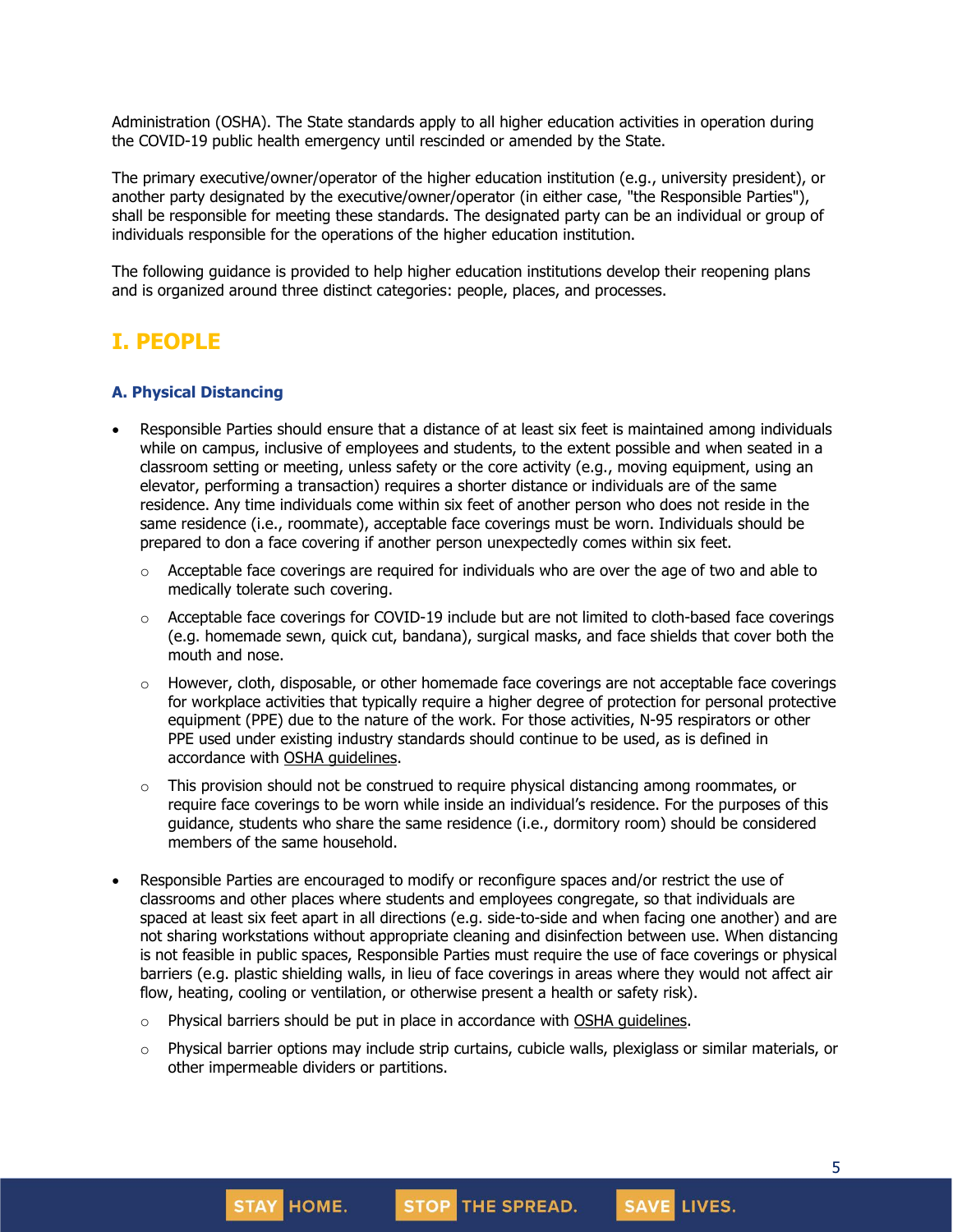Administration (OSHA). The State standards apply to all higher education activities in operation during the COVID-19 public health emergency until rescinded or amended by the State.

The primary executive/owner/operator of the higher education institution (e.g., university president), or another party designated by the executive/owner/operator (in either case, "the Responsible Parties"), shall be responsible for meeting these standards. The designated party can be an individual or group of individuals responsible for the operations of the higher education institution.

The following guidance is provided to help higher education institutions develop their reopening plans and is organized around three distinct categories: people, places, and processes.

# I. PEOPLE

### A. Physical Distancing

- Responsible Parties should ensure that a distance of at least six feet is maintained among individuals while on campus, inclusive of employees and students, to the extent possible and when seated in a classroom setting or meeting, unless safety or the core activity (e.g., moving equipment, using an elevator, performing a transaction) requires a shorter distance or individuals are of the same residence. Any time individuals come within six feet of another person who does not reside in the same residence (i.e., roommate), acceptable face coverings must be worn. Individuals should be prepared to don a face covering if another person unexpectedly comes within six feet.
  - Acceptable face coverings are required for individuals who are over the age of two and able to medically tolerate such covering.
  - Acceptable face coverings for COVID-19 include but are not limited to cloth-based face coverings (e.g. homemade sewn, quick cut, bandana), surgical masks, and face shields that cover both the mouth and nose.
  - However, cloth, disposable, or other homemade face coverings are not acceptable face coverings for workplace activities that typically require a higher degree of protection for personal protective equipment (PPE) due to the nature of the work. For those activities, N-95 respirators or other PPE used under existing industry standards should continue to be used, as is defined in accordance with OSHA guidelines.
  - This provision should not be construed to require physical distancing among roommates, or require face coverings to be worn while inside an individual's residence. For the purposes of this guidance, students who share the same residence (i.e., dormitory room) should be considered members of the same household.
- Responsible Parties are encouraged to modify or reconfigure spaces and/or restrict the use of classrooms and other places where students and employees congregate, so that individuals are spaced at least six feet apart in all directions (e.g. side-to-side and when facing one another) and are not sharing workstations without appropriate cleaning and disinfection between use. When distancing is not feasible in public spaces, Responsible Parties must require the use of face coverings or physical barriers (e.g. plastic shielding walls, in lieu of face coverings in areas where they would not affect air flow, heating, cooling or ventilation, or otherwise present a health or safety risk).
  - Physical barriers should be put in place in accordance with OSHA guidelines.
  - Physical barrier options may include strip curtains, cubicle walls, plexiglass or similar materials, or other impermeable dividers or partitions.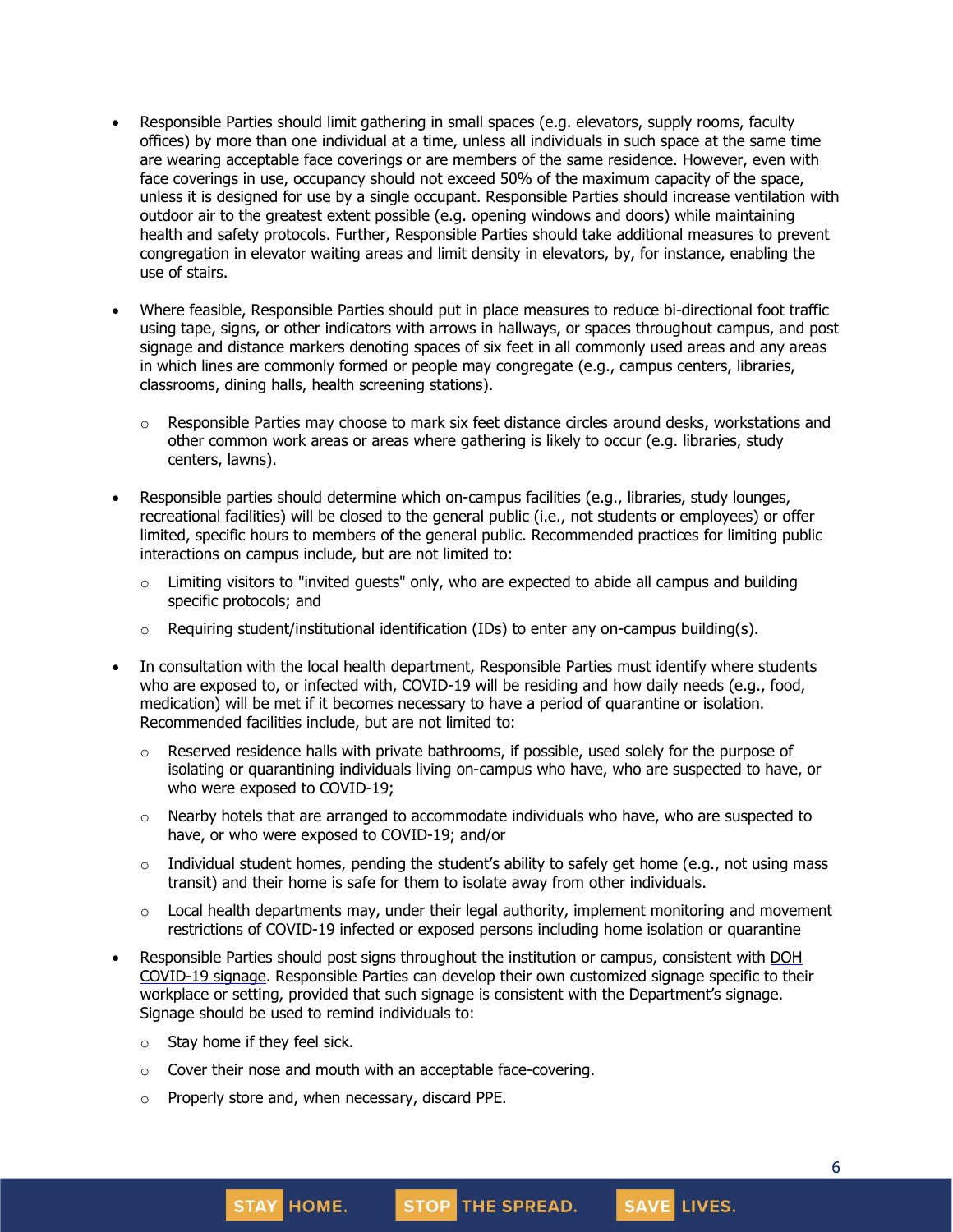- Responsible Parties should limit gathering in small spaces (e.g. elevators, supply rooms, faculty offices) by more than one individual at a time, unless all individuals in such space at the same time are wearing acceptable face coverings or are members of the same residence. However, even with face coverings in use, occupancy should not exceed 50% of the maximum capacity of the space, unless it is designed for use by a single occupant. Responsible Parties should increase ventilation with outdoor air to the greatest extent possible (e.g. opening windows and doors) while maintaining health and safety protocols. Further, Responsible Parties should take additional measures to prevent congregation in elevator waiting areas and limit density in elevators, by, for instance, enabling the use of stairs.

- Where feasible, Responsible Parties should put in place measures to reduce bi-directional foot traffic using tape, signs, or other indicators with arrows in hallways, or spaces throughout campus, and post signage and distance markers denoting spaces of six feet in all commonly used areas and any areas in which lines are commonly formed or people may congregate (e.g., campus centers, libraries, classrooms, dining halls, health screening stations).
  - Responsible Parties may choose to mark six feet distance circles around desks, workstations and other common work areas or areas where gathering is likely to occur (e.g. libraries, study centers, lawns).

- Responsible parties should determine which on-campus facilities (e.g., libraries, study lounges, recreational facilities) will be closed to the general public (i.e., not students or employees) or offer limited, specific hours to members of the general public. Recommended practices for limiting public interactions on campus include, but are not limited to:
  - Limiting visitors to "invited guests" only, who are expected to abide all campus and building specific protocols; and
  - Requiring student/institutional identification (IDs) to enter any on-campus building(s).

- In consultation with the local health department, Responsible Parties must identify where students who are exposed to, or infected with, COVID-19 will be residing and how daily needs (e.g., food, medication) will be met if it becomes necessary to have a period of quarantine or isolation. Recommended facilities include, but are not limited to:
  - Reserved residence halls with private bathrooms, if possible, used solely for the purpose of isolating or quarantining individuals living on-campus who have, who are suspected to have, or who were exposed to COVID-19;
  - Nearby hotels that are arranged to accommodate individuals who have, who are suspected to have, or who were exposed to COVID-19; and/or
  - Individual student homes, pending the student's ability to safely get home (e.g., not using mass transit) and their home is safe for them to isolate away from other individuals.
  - Local health departments may, under their legal authority, implement monitoring and movement restrictions of COVID-19 infected or exposed persons including home isolation or quarantine

- Responsible Parties should post signs throughout the institution or campus, consistent with DOH COVID-19 signage. Responsible Parties can develop their own customized signage specific to their workplace or setting, provided that such signage is consistent with the Department's signage. Signage should be used to remind individuals to:
  - Stay home if they feel sick.
  - Cover their nose and mouth with an acceptable face-covering.
  - Properly store and, when necessary, discard PPE.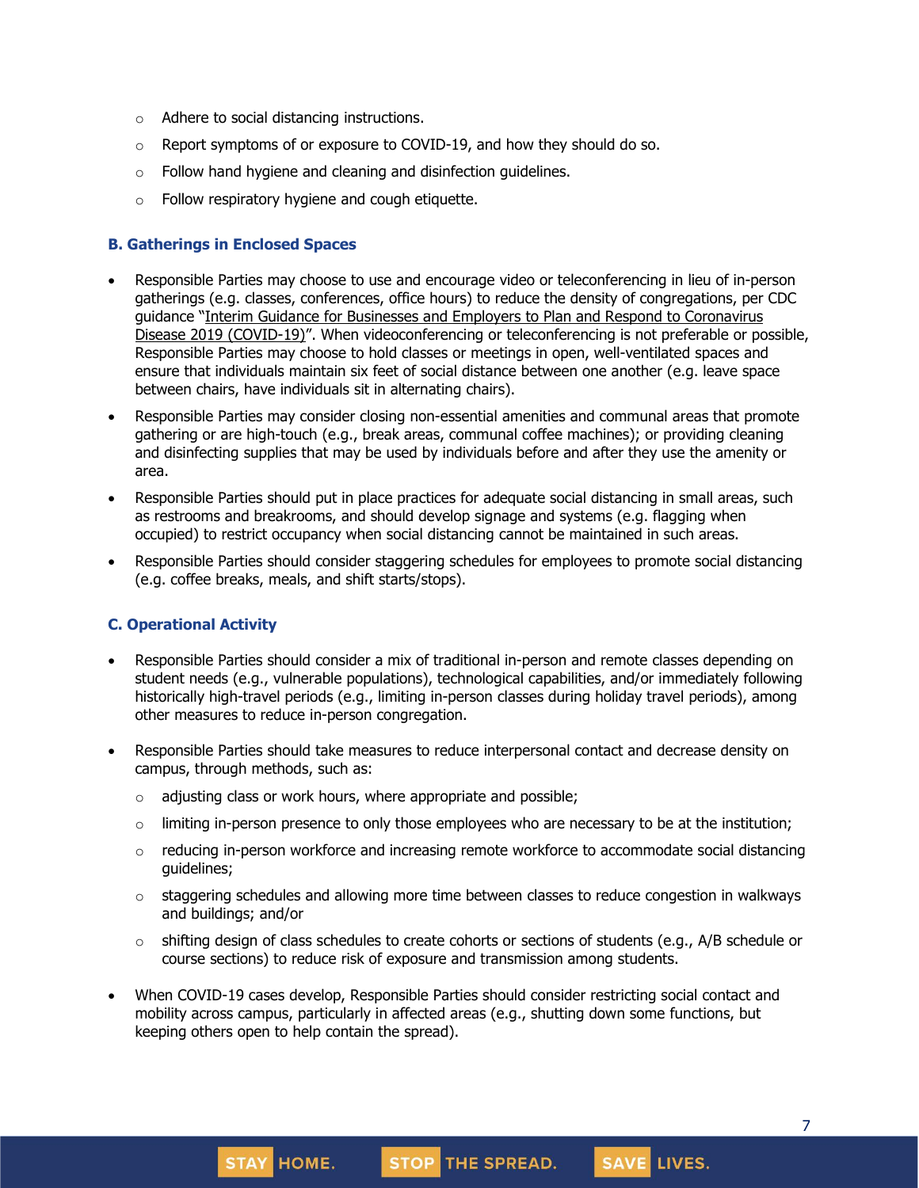- Adhere to social distancing instructions.
  - Report symptoms of or exposure to COVID-19, and how they should do so.
  - Follow hand hygiene and cleaning and disinfection guidelines.
  - Follow respiratory hygiene and cough etiquette.

### B. Gatherings in Enclosed Spaces

- Responsible Parties may choose to use and encourage video or teleconferencing in lieu of in-person gatherings (e.g. classes, conferences, office hours) to reduce the density of congregations, per CDC guidance "Interim Guidance for Businesses and Employers to Plan and Respond to Coronavirus Disease 2019 (COVID-19)". When videoconferencing or teleconferencing is not preferable or possible, Responsible Parties may choose to hold classes or meetings in open, well-ventilated spaces and ensure that individuals maintain six feet of social distance between one another (e.g. leave space between chairs, have individuals sit in alternating chairs).
- Responsible Parties may consider closing non-essential amenities and communal areas that promote gathering or are high-touch (e.g., break areas, communal coffee machines); or providing cleaning and disinfecting supplies that may be used by individuals before and after they use the amenity or area.
- Responsible Parties should put in place practices for adequate social distancing in small areas, such as restrooms and breakrooms, and should develop signage and systems (e.g. flagging when occupied) to restrict occupancy when social distancing cannot be maintained in such areas.
- Responsible Parties should consider staggering schedules for employees to promote social distancing (e.g. coffee breaks, meals, and shift starts/stops).

### C. Operational Activity

- Responsible Parties should consider a mix of traditional in-person and remote classes depending on student needs (e.g., vulnerable populations), technological capabilities, and/or immediately following historically high-travel periods (e.g., limiting in-person classes during holiday travel periods), among other measures to reduce in-person congregation.
- Responsible Parties should take measures to reduce interpersonal contact and decrease density on campus, through methods, such as:
  - adjusting class or work hours, where appropriate and possible;
  - limiting in-person presence to only those employees who are necessary to be at the institution;
  - reducing in-person workforce and increasing remote workforce to accommodate social distancing guidelines;
  - staggering schedules and allowing more time between classes to reduce congestion in walkways and buildings; and/or
  - shifting design of class schedules to create cohorts or sections of students (e.g., A/B schedule or course sections) to reduce risk of exposure and transmission among students.
- When COVID-19 cases develop, Responsible Parties should consider restricting social contact and mobility across campus, particularly in affected areas (e.g., shutting down some functions, but keeping others open to help contain the spread).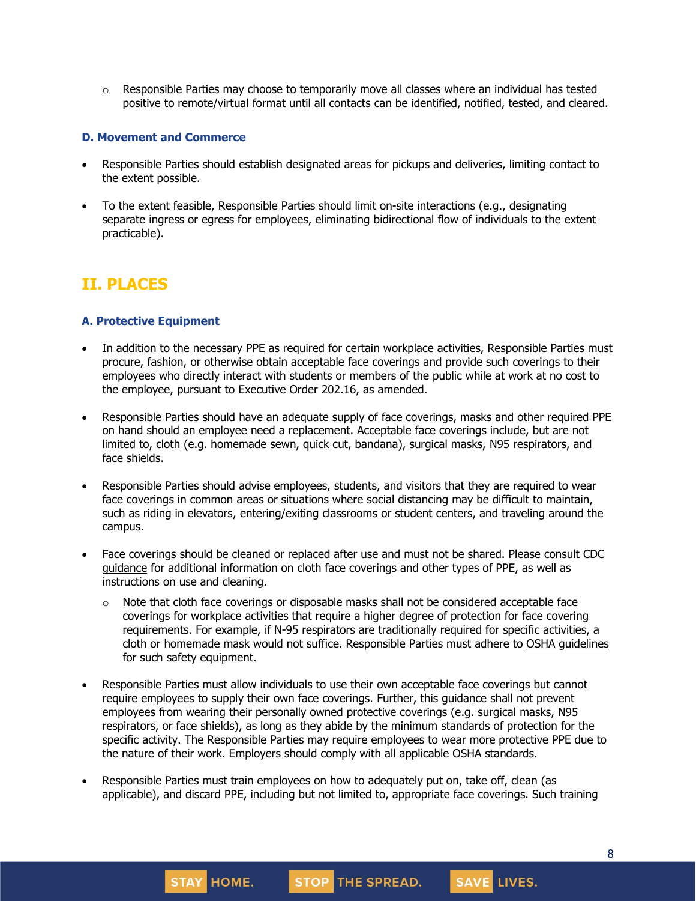- Responsible Parties may choose to temporarily move all classes where an individual has tested positive to remote/virtual format until all contacts can be identified, notified, tested, and cleared.

### D. Movement and Commerce

- Responsible Parties should establish designated areas for pickups and deliveries, limiting contact to the extent possible.
- To the extent feasible, Responsible Parties should limit on-site interactions (e.g., designating separate ingress or egress for employees, eliminating bidirectional flow of individuals to the extent practicable).

## II. PLACES

### A. Protective Equipment

- In addition to the necessary PPE as required for certain workplace activities, Responsible Parties must procure, fashion, or otherwise obtain acceptable face coverings and provide such coverings to their employees who directly interact with students or members of the public while at work at no cost to the employee, pursuant to Executive Order 202.16, as amended.
- Responsible Parties should have an adequate supply of face coverings, masks and other required PPE on hand should an employee need a replacement. Acceptable face coverings include, but are not limited to, cloth (e.g. homemade sewn, quick cut, bandana), surgical masks, N95 respirators, and face shields.
- Responsible Parties should advise employees, students, and visitors that they are required to wear face coverings in common areas or situations where social distancing may be difficult to maintain, such as riding in elevators, entering/exiting classrooms or student centers, and traveling around the campus.
- Face coverings should be cleaned or replaced after use and must not be shared. Please consult CDC guidance for additional information on cloth face coverings and other types of PPE, as well as instructions on use and cleaning.
  - Note that cloth face coverings or disposable masks shall not be considered acceptable face coverings for workplace activities that require a higher degree of protection for face covering requirements. For example, if N-95 respirators are traditionally required for specific activities, a cloth or homemade mask would not suffice. Responsible Parties must adhere to OSHA guidelines for such safety equipment.
- Responsible Parties must allow individuals to use their own acceptable face coverings but cannot require employees to supply their own face coverings. Further, this guidance shall not prevent employees from wearing their personally owned protective coverings (e.g. surgical masks, N95 respirators, or face shields), as long as they abide by the minimum standards of protection for the specific activity. The Responsible Parties may require employees to wear more protective PPE due to the nature of their work. Employers should comply with all applicable OSHA standards.
- Responsible Parties must train employees on how to adequately put on, take off, clean (as applicable), and discard PPE, including but not limited to, appropriate face coverings. Such training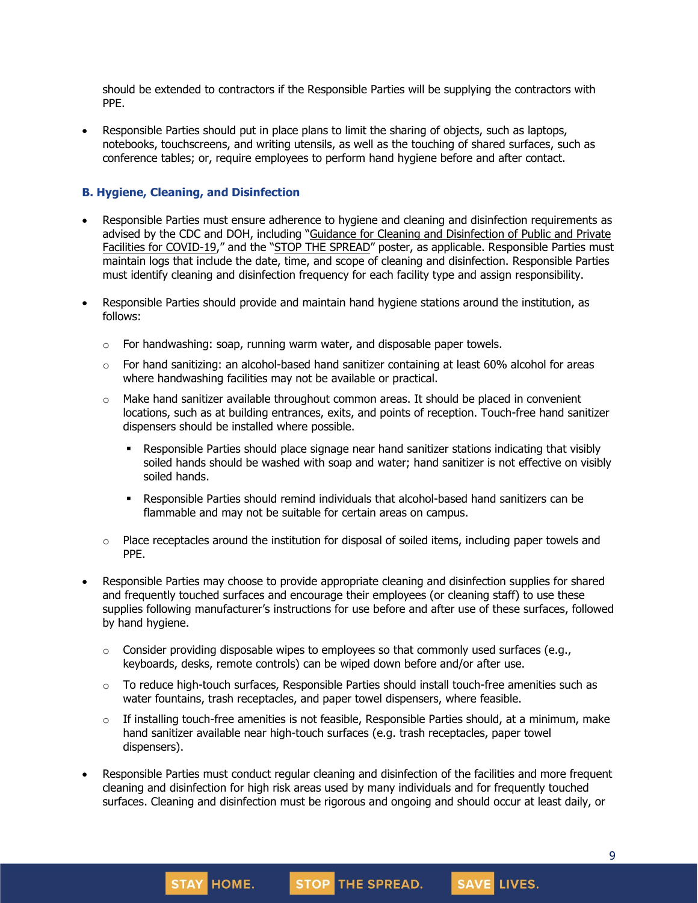should be extended to contractors if the Responsible Parties will be supplying the contractors with PPE.

- Responsible Parties should put in place plans to limit the sharing of objects, such as laptops, notebooks, touchscreens, and writing utensils, as well as the touching of shared surfaces, such as conference tables; or, require employees to perform hand hygiene before and after contact.

### B. Hygiene, Cleaning, and Disinfection

- Responsible Parties must ensure adherence to hygiene and cleaning and disinfection requirements as advised by the CDC and DOH, including "Guidance for Cleaning and Disinfection of Public and Private Facilities for COVID-19," and the "STOP THE SPREAD" poster, as applicable. Responsible Parties must maintain logs that include the date, time, and scope of cleaning and disinfection. Responsible Parties must identify cleaning and disinfection frequency for each facility type and assign responsibility.

- Responsible Parties should provide and maintain hand hygiene stations around the institution, as follows:
  - For handwashing: soap, running warm water, and disposable paper towels.
  - For hand sanitizing: an alcohol-based hand sanitizer containing at least 60% alcohol for areas where handwashing facilities may not be available or practical.
  - Make hand sanitizer available throughout common areas. It should be placed in convenient locations, such as at building entrances, exits, and points of reception. Touch-free hand sanitizer dispensers should be installed where possible.
    - Responsible Parties should place signage near hand sanitizer stations indicating that visibly soiled hands should be washed with soap and water; hand sanitizer is not effective on visibly soiled hands.
    - Responsible Parties should remind individuals that alcohol-based hand sanitizers can be flammable and may not be suitable for certain areas on campus.
  - Place receptacles around the institution for disposal of soiled items, including paper towels and PPE.

- Responsible Parties may choose to provide appropriate cleaning and disinfection supplies for shared and frequently touched surfaces and encourage their employees (or cleaning staff) to use these supplies following manufacturer's instructions for use before and after use of these surfaces, followed by hand hygiene.
  - Consider providing disposable wipes to employees so that commonly used surfaces (e.g., keyboards, desks, remote controls) can be wiped down before and/or after use.
  - To reduce high-touch surfaces, Responsible Parties should install touch-free amenities such as water fountains, trash receptacles, and paper towel dispensers, where feasible.
  - If installing touch-free amenities is not feasible, Responsible Parties should, at a minimum, make hand sanitizer available near high-touch surfaces (e.g. trash receptacles, paper towel dispensers).

- Responsible Parties must conduct regular cleaning and disinfection of the facilities and more frequent cleaning and disinfection for high risk areas used by many individuals and for frequently touched surfaces. Cleaning and disinfection must be rigorous and ongoing and should occur at least daily, or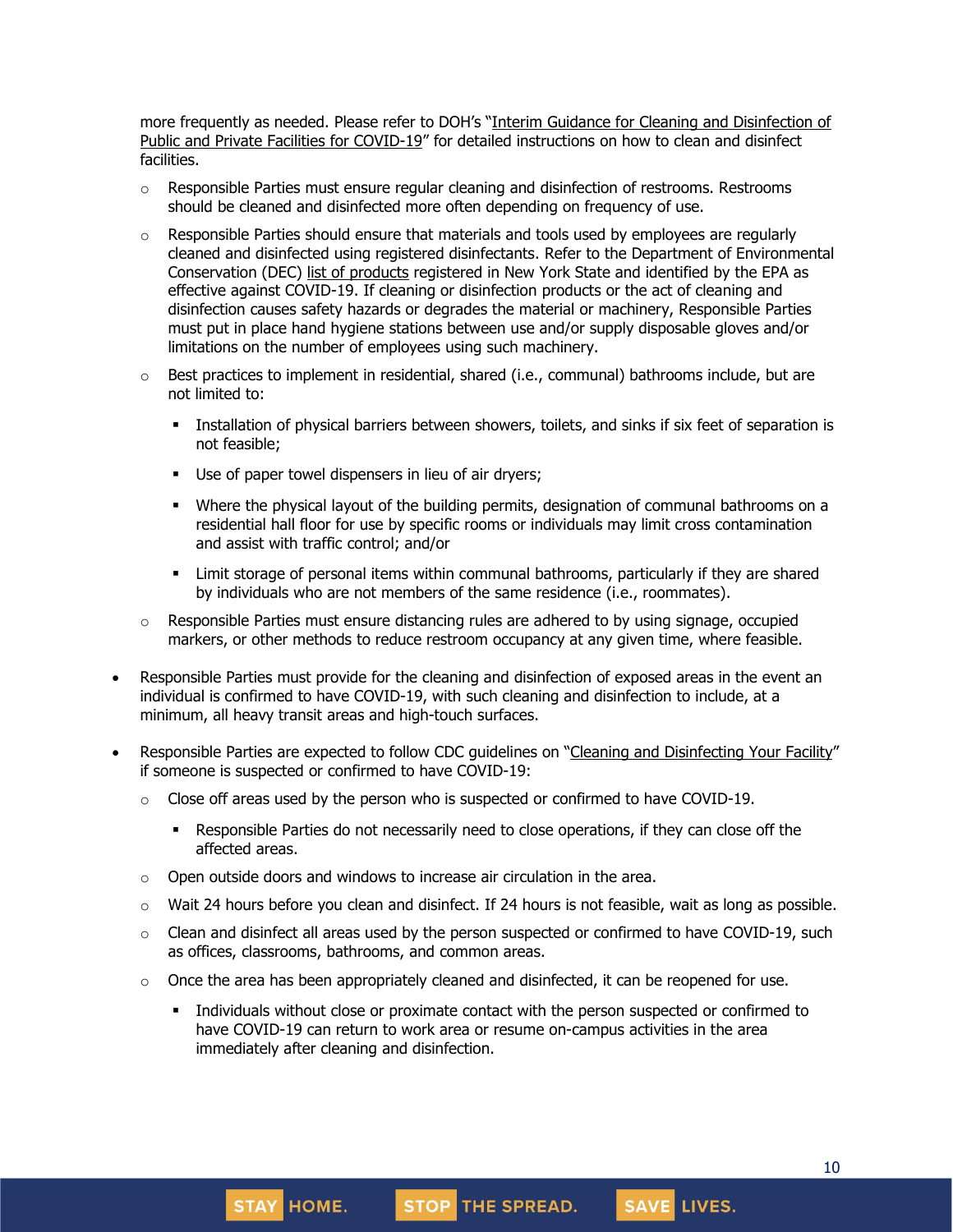more frequently as needed. Please refer to DOH's "Interim Guidance for Cleaning and Disinfection of Public and Private Facilities for COVID-19" for detailed instructions on how to clean and disinfect facilities.

- Responsible Parties must ensure regular cleaning and disinfection of restrooms. Restrooms should be cleaned and disinfected more often depending on frequency of use.
- Responsible Parties should ensure that materials and tools used by employees are regularly cleaned and disinfected using registered disinfectants. Refer to the Department of Environmental Conservation (DEC) list of products registered in New York State and identified by the EPA as effective against COVID-19. If cleaning or disinfection products or the act of cleaning and disinfection causes safety hazards or degrades the material or machinery, Responsible Parties must put in place hand hygiene stations between use and/or supply disposable gloves and/or limitations on the number of employees using such machinery.
- Best practices to implement in residential, shared (i.e., communal) bathrooms include, but are not limited to:
  - Installation of physical barriers between showers, toilets, and sinks if six feet of separation is not feasible;
  - Use of paper towel dispensers in lieu of air dryers;
  - Where the physical layout of the building permits, designation of communal bathrooms on a residential hall floor for use by specific rooms or individuals may limit cross contamination and assist with traffic control; and/or
  - Limit storage of personal items within communal bathrooms, particularly if they are shared by individuals who are not members of the same residence (i.e., roommates).
- Responsible Parties must ensure distancing rules are adhered to by using signage, occupied markers, or other methods to reduce restroom occupancy at any given time, where feasible.

- Responsible Parties must provide for the cleaning and disinfection of exposed areas in the event an individual is confirmed to have COVID-19, with such cleaning and disinfection to include, at a minimum, all heavy transit areas and high-touch surfaces.
- Responsible Parties are expected to follow CDC guidelines on "Cleaning and Disinfecting Your Facility" if someone is suspected or confirmed to have COVID-19:
  - Close off areas used by the person who is suspected or confirmed to have COVID-19.
    - Responsible Parties do not necessarily need to close operations, if they can close off the affected areas.
  - Open outside doors and windows to increase air circulation in the area.
  - Wait 24 hours before you clean and disinfect. If 24 hours is not feasible, wait as long as possible.
  - Clean and disinfect all areas used by the person suspected or confirmed to have COVID-19, such as offices, classrooms, bathrooms, and common areas.
  - Once the area has been appropriately cleaned and disinfected, it can be reopened for use.
    - Individuals without close or proximate contact with the person suspected or confirmed to have COVID-19 can return to work area or resume on-campus activities in the area immediately after cleaning and disinfection.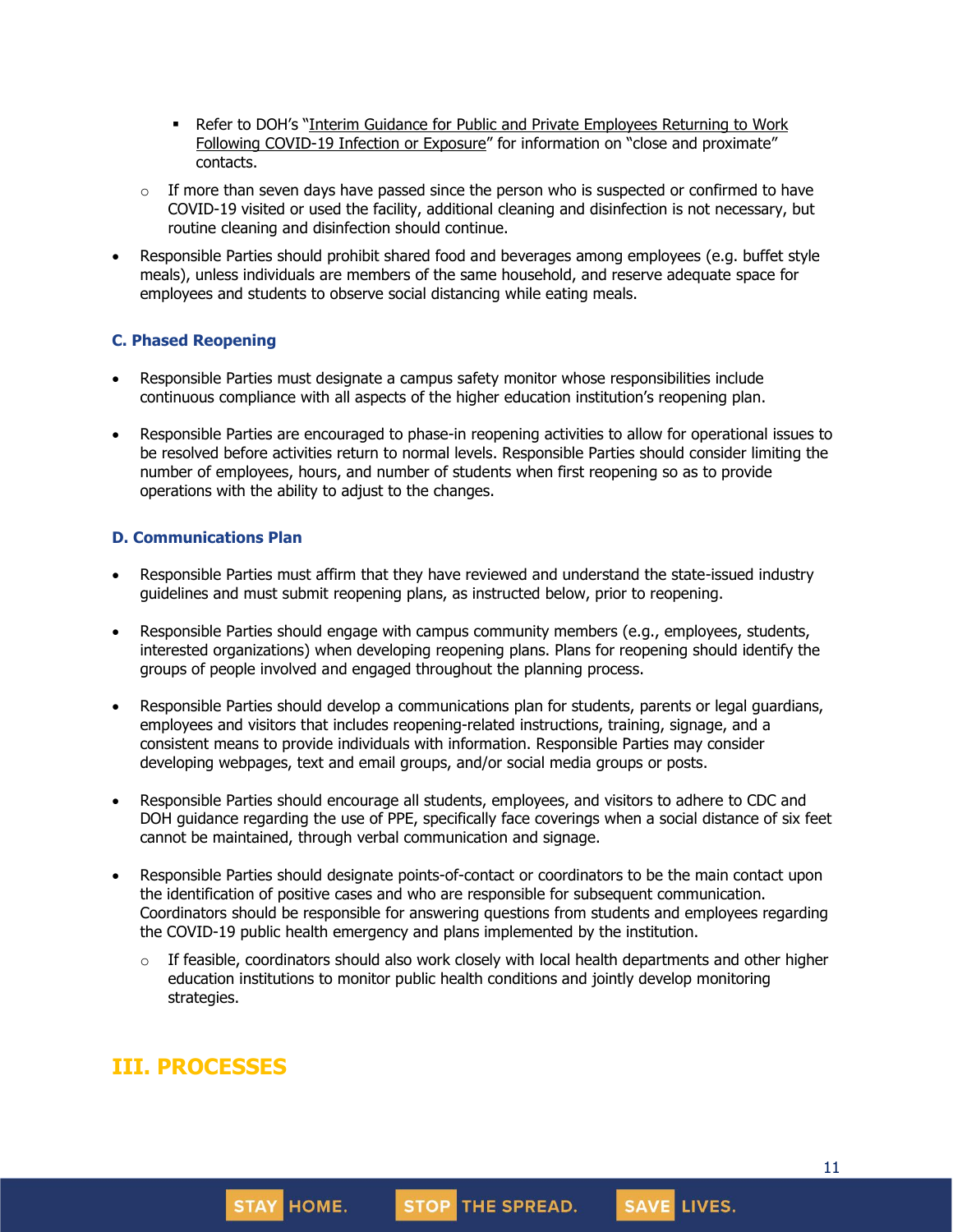- Refer to DOH's "Interim Guidance for Public and Private Employees Returning to Work Following COVID-19 Infection or Exposure" for information on "close and proximate" contacts.
  - If more than seven days have passed since the person who is suspected or confirmed to have COVID-19 visited or used the facility, additional cleaning and disinfection is not necessary, but routine cleaning and disinfection should continue.
- Responsible Parties should prohibit shared food and beverages among employees (e.g. buffet style meals), unless individuals are members of the same household, and reserve adequate space for employees and students to observe social distancing while eating meals.

### C. Phased Reopening

- Responsible Parties must designate a campus safety monitor whose responsibilities include continuous compliance with all aspects of the higher education institution's reopening plan.
- Responsible Parties are encouraged to phase-in reopening activities to allow for operational issues to be resolved before activities return to normal levels. Responsible Parties should consider limiting the number of employees, hours, and number of students when first reopening so as to provide operations with the ability to adjust to the changes.

### D. Communications Plan

- Responsible Parties must affirm that they have reviewed and understand the state-issued industry guidelines and must submit reopening plans, as instructed below, prior to reopening.
- Responsible Parties should engage with campus community members (e.g., employees, students, interested organizations) when developing reopening plans. Plans for reopening should identify the groups of people involved and engaged throughout the planning process.
- Responsible Parties should develop a communications plan for students, parents or legal guardians, employees and visitors that includes reopening-related instructions, training, signage, and a consistent means to provide individuals with information. Responsible Parties may consider developing webpages, text and email groups, and/or social media groups or posts.
- Responsible Parties should encourage all students, employees, and visitors to adhere to CDC and DOH guidance regarding the use of PPE, specifically face coverings when a social distance of six feet cannot be maintained, through verbal communication and signage.
- Responsible Parties should designate points-of-contact or coordinators to be the main contact upon the identification of positive cases and who are responsible for subsequent communication. Coordinators should be responsible for answering questions from students and employees regarding the COVID-19 public health emergency and plans implemented by the institution.
  - If feasible, coordinators should also work closely with local health departments and other higher education institutions to monitor public health conditions and jointly develop monitoring strategies.

## III. PROCESSES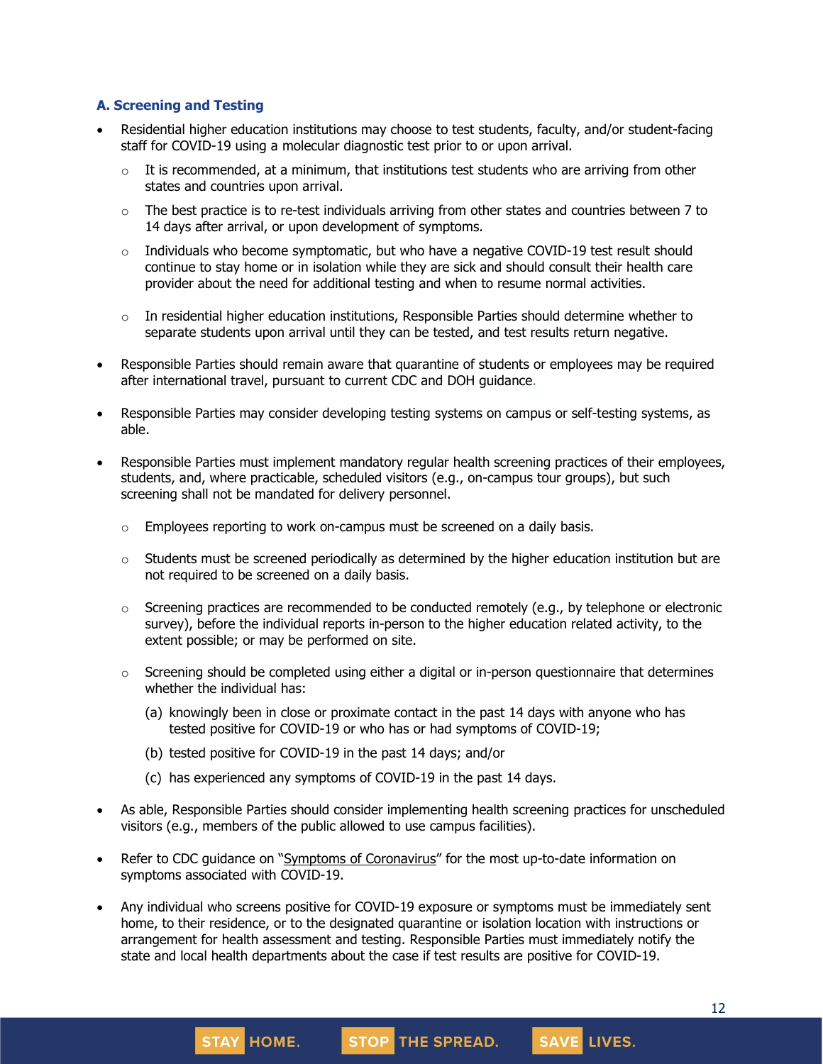### A. Screening and Testing

- Residential higher education institutions may choose to test students, faculty, and/or student-facing staff for COVID-19 using a molecular diagnostic test prior to or upon arrival.
  - It is recommended, at a minimum, that institutions test students who are arriving from other states and countries upon arrival.
  - The best practice is to re-test individuals arriving from other states and countries between 7 to 14 days after arrival, or upon development of symptoms.
  - Individuals who become symptomatic, but who have a negative COVID-19 test result should continue to stay home or in isolation while they are sick and should consult their health care provider about the need for additional testing and when to resume normal activities.
  - In residential higher education institutions, Responsible Parties should determine whether to separate students upon arrival until they can be tested, and test results return negative.
- Responsible Parties should remain aware that quarantine of students or employees may be required after international travel, pursuant to current CDC and DOH guidance.
- Responsible Parties may consider developing testing systems on campus or self-testing systems, as able.
- Responsible Parties must implement mandatory regular health screening practices of their employees, students, and, where practicable, scheduled visitors (e.g., on-campus tour groups), but such screening shall not be mandated for delivery personnel.
  - Employees reporting to work on-campus must be screened on a daily basis.
  - Students must be screened periodically as determined by the higher education institution but are not required to be screened on a daily basis.
  - Screening practices are recommended to be conducted remotely (e.g., by telephone or electronic survey), before the individual reports in-person to the higher education related activity, to the extent possible; or may be performed on site.
  - Screening should be completed using either a digital or in-person questionnaire that determines whether the individual has:

    (a) knowingly been in close or proximate contact in the past 14 days with anyone who has tested positive for COVID-19 or who has or had symptoms of COVID-19;

    (b) tested positive for COVID-19 in the past 14 days; and/or

    (c) has experienced any symptoms of COVID-19 in the past 14 days.
- As able, Responsible Parties should consider implementing health screening practices for unscheduled visitors (e.g., members of the public allowed to use campus facilities).
- Refer to CDC guidance on "Symptoms of Coronavirus" for the most up-to-date information on symptoms associated with COVID-19.
- Any individual who screens positive for COVID-19 exposure or symptoms must be immediately sent home, to their residence, or to the designated quarantine or isolation location with instructions or arrangement for health assessment and testing. Responsible Parties must immediately notify the state and local health departments about the case if test results are positive for COVID-19.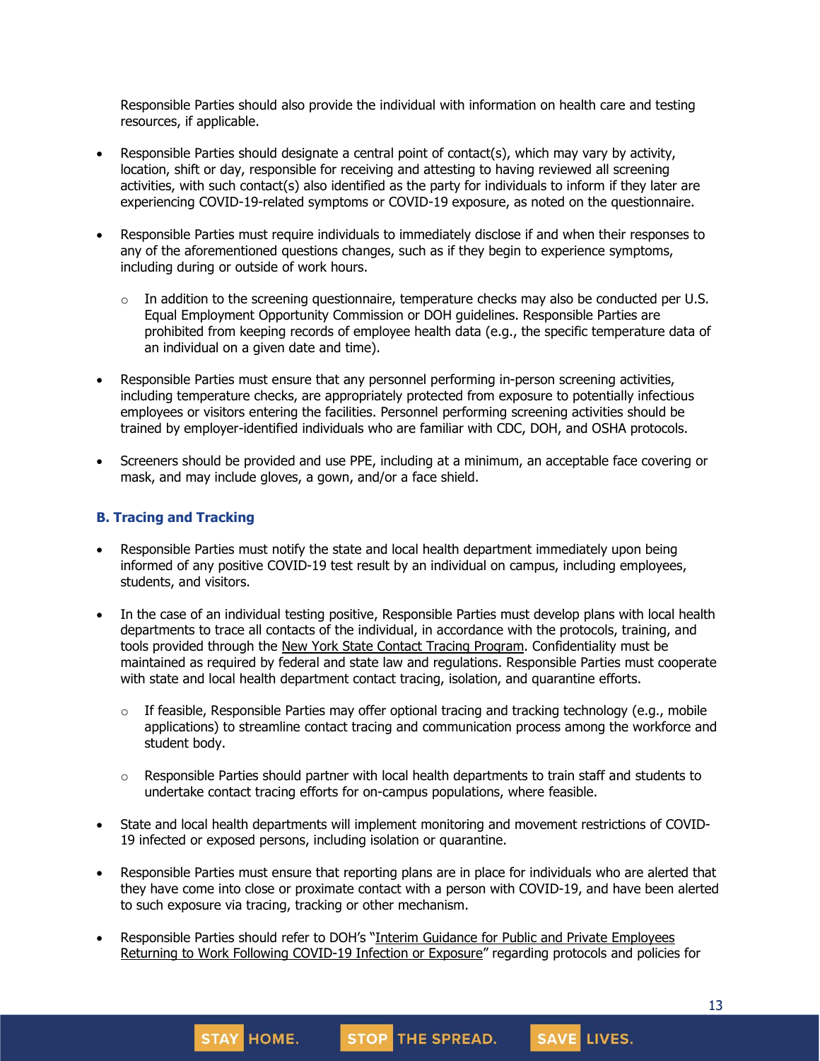Responsible Parties should also provide the individual with information on health care and testing resources, if applicable.

- Responsible Parties should designate a central point of contact(s), which may vary by activity, location, shift or day, responsible for receiving and attesting to having reviewed all screening activities, with such contact(s) also identified as the party for individuals to inform if they later are experiencing COVID-19-related symptoms or COVID-19 exposure, as noted on the questionnaire.
- Responsible Parties must require individuals to immediately disclose if and when their responses to any of the aforementioned questions changes, such as if they begin to experience symptoms, including during or outside of work hours.
    - In addition to the screening questionnaire, temperature checks may also be conducted per U.S. Equal Employment Opportunity Commission or DOH guidelines. Responsible Parties are prohibited from keeping records of employee health data (e.g., the specific temperature data of an individual on a given date and time).
- Responsible Parties must ensure that any personnel performing in-person screening activities, including temperature checks, are appropriately protected from exposure to potentially infectious employees or visitors entering the facilities. Personnel performing screening activities should be trained by employer-identified individuals who are familiar with CDC, DOH, and OSHA protocols.
- Screeners should be provided and use PPE, including at a minimum, an acceptable face covering or mask, and may include gloves, a gown, and/or a face shield.

### B. Tracing and Tracking

- Responsible Parties must notify the state and local health department immediately upon being informed of any positive COVID-19 test result by an individual on campus, including employees, students, and visitors.
- In the case of an individual testing positive, Responsible Parties must develop plans with local health departments to trace all contacts of the individual, in accordance with the protocols, training, and tools provided through the New York State Contact Tracing Program. Confidentiality must be maintained as required by federal and state law and regulations. Responsible Parties must cooperate with state and local health department contact tracing, isolation, and quarantine efforts.
    - If feasible, Responsible Parties may offer optional tracing and tracking technology (e.g., mobile applications) to streamline contact tracing and communication process among the workforce and student body.
    - Responsible Parties should partner with local health departments to train staff and students to undertake contact tracing efforts for on-campus populations, where feasible.
- State and local health departments will implement monitoring and movement restrictions of COVID-19 infected or exposed persons, including isolation or quarantine.
- Responsible Parties must ensure that reporting plans are in place for individuals who are alerted that they have come into close or proximate contact with a person with COVID-19, and have been alerted to such exposure via tracing, tracking or other mechanism.
- Responsible Parties should refer to DOH's "Interim Guidance for Public and Private Employees Returning to Work Following COVID-19 Infection or Exposure" regarding protocols and policies for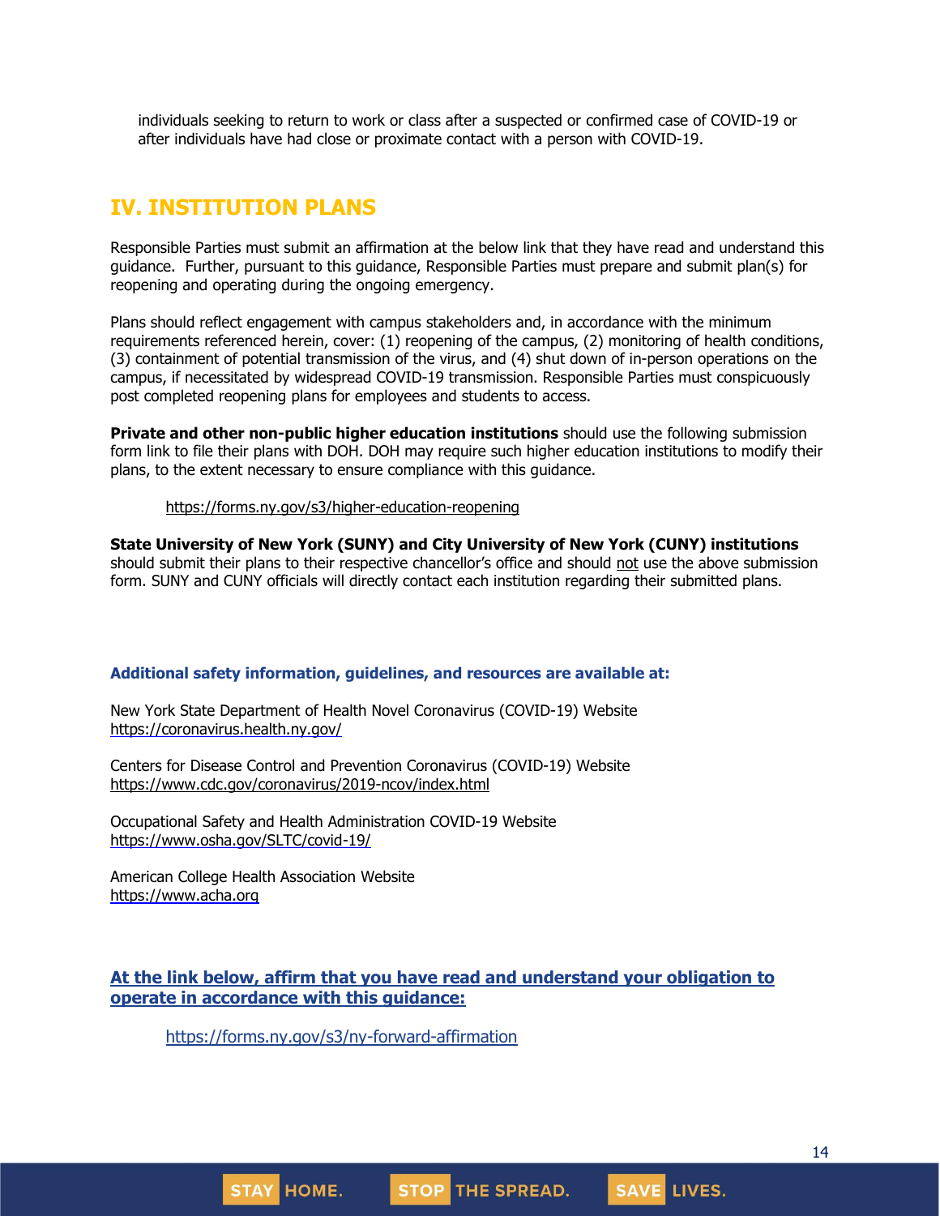individuals seeking to return to work or class after a suspected or confirmed case of COVID-19 or after individuals have had close or proximate contact with a person with COVID-19.

## IV. INSTITUTION PLANS

Responsible Parties must submit an affirmation at the below link that they have read and understand this guidance. Further, pursuant to this guidance, Responsible Parties must prepare and submit plan(s) for reopening and operating during the ongoing emergency.

Plans should reflect engagement with campus stakeholders and, in accordance with the minimum requirements referenced herein, cover: (1) reopening of the campus, (2) monitoring of health conditions, (3) containment of potential transmission of the virus, and (4) shut down of in-person operations on the campus, if necessitated by widespread COVID-19 transmission. Responsible Parties must conspicuously post completed reopening plans for employees and students to access.

**Private and other non-public higher education institutions** should use the following submission form link to file their plans with DOH. DOH may require such higher education institutions to modify their plans, to the extent necessary to ensure compliance with this guidance.

https://forms.ny.gov/s3/higher-education-reopening

**State University of New York (SUNY) and City University of New York (CUNY) institutions** should submit their plans to their respective chancellor's office and should not use the above submission form. SUNY and CUNY officials will directly contact each institution regarding their submitted plans.

**Additional safety information, guidelines, and resources are available at:**

New York State Department of Health Novel Coronavirus (COVID-19) Website
https://coronavirus.health.ny.gov/

Centers for Disease Control and Prevention Coronavirus (COVID-19) Website
https://www.cdc.gov/coronavirus/2019-ncov/index.html

Occupational Safety and Health Administration COVID-19 Website
https://www.osha.gov/SLTC/covid-19/

American College Health Association Website
https://www.acha.org

**At the link below, affirm that you have read and understand your obligation to operate in accordance with this guidance:**

https://forms.ny.gov/s3/ny-forward-affirmation